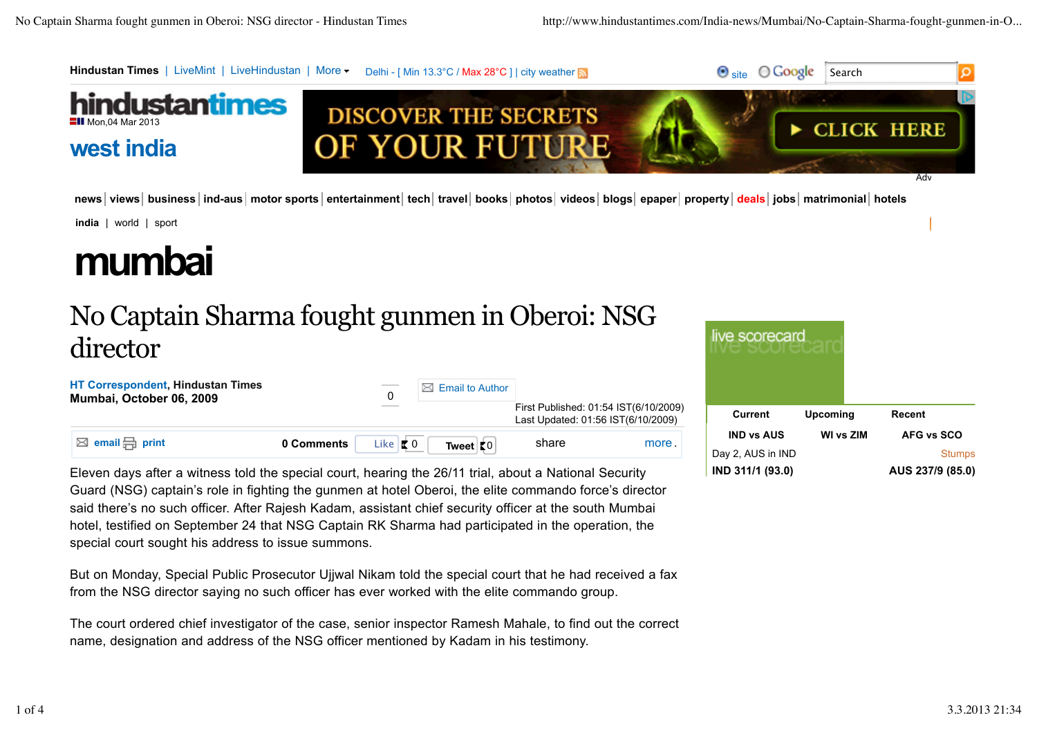# No Captain Sharma fought gunmen in Oberoi: NSG director

**HT Correspondent, Hindustan Times**
**Mumbai, October 06, 2009**

First Published: 01:54 IST(6/10/2009)
Last Updated: 01:56 IST(6/10/2009)

Eleven days after a witness told the special court, hearing the 26/11 trial, about a National Security Guard (NSG) captain's role in fighting the gunmen at hotel Oberoi, the elite commando force's director said there's no such officer. After Rajesh Kadam, assistant chief security officer at the south Mumbai hotel, testified on September 24 that NSG Captain RK Sharma had participated in the operation, the special court sought his address to issue summons.

But on Monday, Special Public Prosecutor Ujjwal Nikam told the special court that he had received a fax from the NSG director saying no such officer has ever worked with the elite commando group.

The court ordered chief investigator of the case, senior inspector Ramesh Mahale, to find out the correct name, designation and address of the NSG officer mentioned by Kadam in his testimony.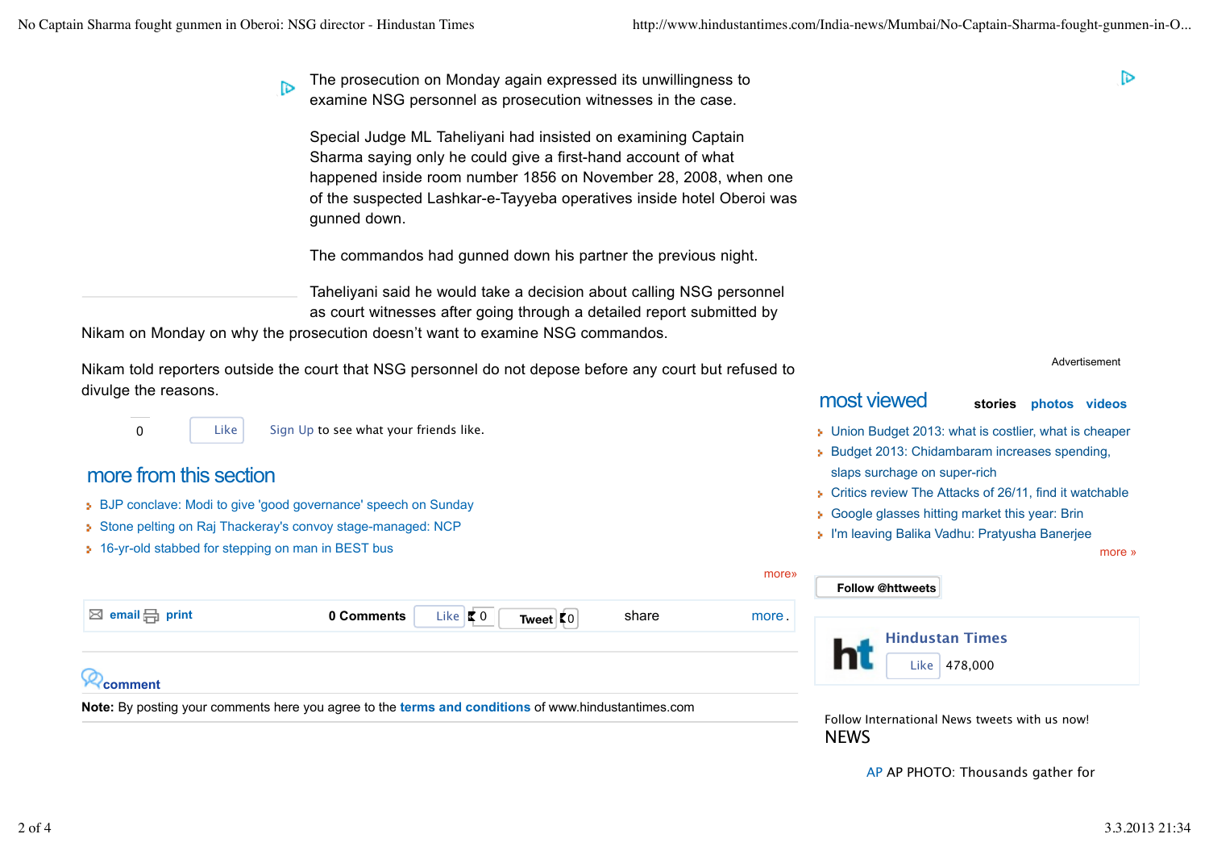The prosecution on Monday again expressed its unwillingness to examine NSG personnel as prosecution witnesses in the case.

Special Judge ML Taheliyani had insisted on examining Captain Sharma saying only he could give a first-hand account of what happened inside room number 1856 on November 28, 2008, when one of the suspected Lashkar-e-Tayyeba operatives inside hotel Oberoi was gunned down.

The commandos had gunned down his partner the previous night.

Taheliyani said he would take a decision about calling NSG personnel as court witnesses after going through a detailed report submitted by Nikam on Monday on why the prosecution doesn't want to examine NSG commandos.

Nikam told reporters outside the court that NSG personnel do not depose before any court but refused to divulge the reasons.

0 Like Sign Up to see what your friends like.

## more from this section

- BJP conclave: Modi to give 'good governance' speech on Sunday
- Stone pelting on Raj Thackeray's convoy stage-managed: NCP
- 16-yr-old stabbed for stepping on man in BEST bus

more»

email print 0 Comments Like 0 Tweet 0 share more.

comment

**Note:** By posting your comments here you agree to the **terms and conditions** of www.hindustantimes.com

Advertisement

## most viewed

**stories** photos videos

- Union Budget 2013: what is costlier, what is cheaper
- Budget 2013: Chidambaram increases spending, slaps surchage on super-rich
- Critics review The Attacks of 26/11, find it watchable
- Google glasses hitting market this year: Brin
- I'm leaving Balika Vadhu: Pratyusha Banerjee

more »

Follow @httweets

Hindustan Times
Like 478,000

Follow International News tweets with us now!

NEWS

AP AP PHOTO: Thousands gather for